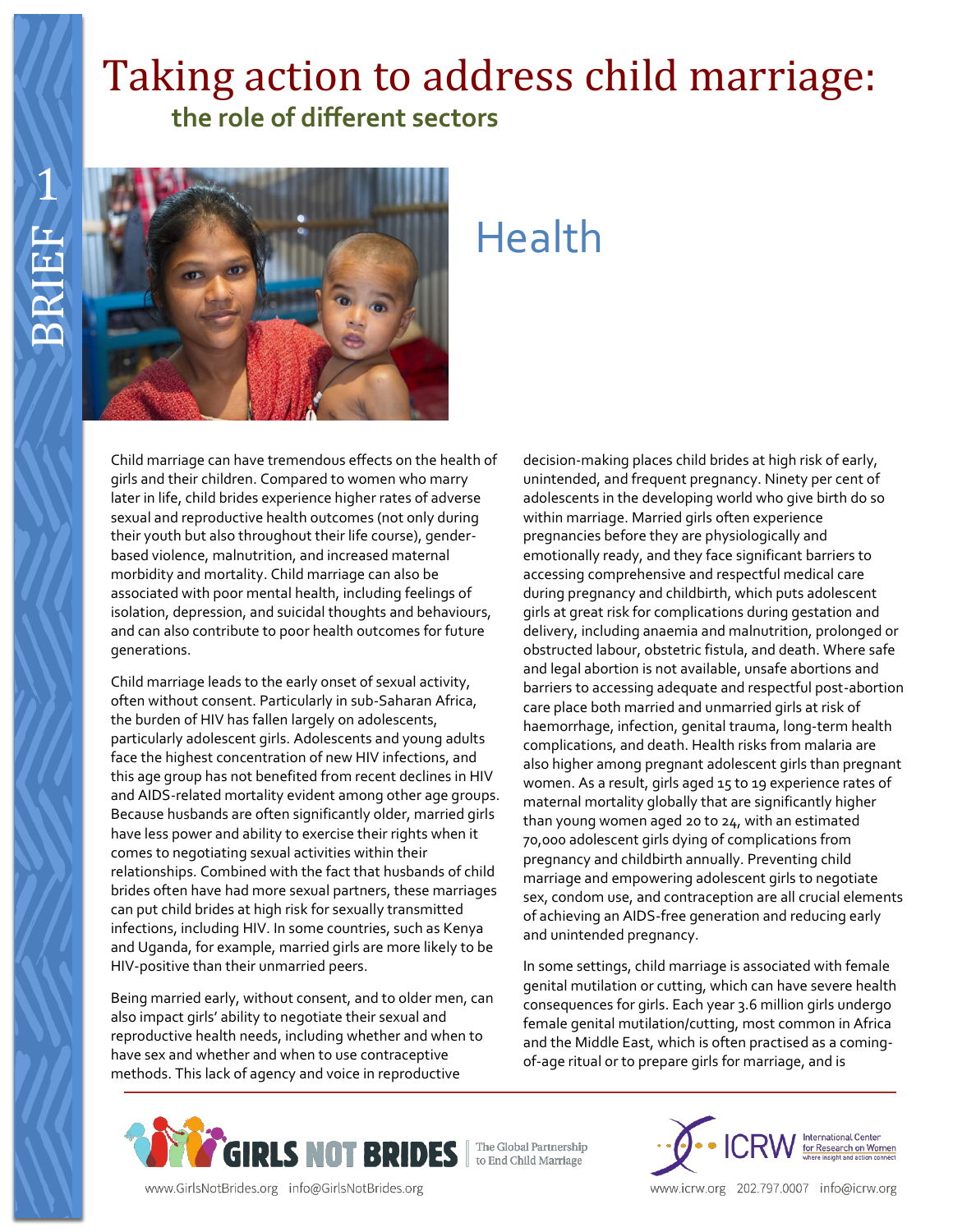# Taking action to address child marriage: the role of different sectors

BRIEF 1

## Health

Child marriage can have tremendous effects on the health of girls and their children. Compared to women who marry later in life, child brides experience higher rates of adverse sexual and reproductive health outcomes (not only during their youth but also throughout their life course), gender-based violence, malnutrition, and increased maternal morbidity and mortality. Child marriage can also be associated with poor mental health, including feelings of isolation, depression, and suicidal thoughts and behaviours, and can also contribute to poor health outcomes for future generations.

Child marriage leads to the early onset of sexual activity, often without consent. Particularly in sub-Saharan Africa, the burden of HIV has fallen largely on adolescents, particularly adolescent girls. Adolescents and young adults face the highest concentration of new HIV infections, and this age group has not benefited from recent declines in HIV and AIDS-related mortality evident among other age groups. Because husbands are often significantly older, married girls have less power and ability to exercise their rights when it comes to negotiating sexual activities within their relationships. Combined with the fact that husbands of child brides often have had more sexual partners, these marriages can put child brides at high risk for sexually transmitted infections, including HIV. In some countries, such as Kenya and Uganda, for example, married girls are more likely to be HIV-positive than their unmarried peers.

Being married early, without consent, and to older men, can also impact girls' ability to negotiate their sexual and reproductive health needs, including whether and when to have sex and whether and when to use contraceptive methods. This lack of agency and voice in reproductive decision-making places child brides at high risk of early, unintended, and frequent pregnancy. Ninety per cent of adolescents in the developing world who give birth do so within marriage. Married girls often experience pregnancies before they are physiologically and emotionally ready, and they face significant barriers to accessing comprehensive and respectful medical care during pregnancy and childbirth, which puts adolescent girls at great risk for complications during gestation and delivery, including anaemia and malnutrition, prolonged or obstructed labour, obstetric fistula, and death. Where safe and legal abortion is not available, unsafe abortions and barriers to accessing adequate and respectful post-abortion care place both married and unmarried girls at risk of haemorrhage, infection, genital trauma, long-term health complications, and death. Health risks from malaria are also higher among pregnant adolescent girls than pregnant women. As a result, girls aged 15 to 19 experience rates of maternal mortality globally that are significantly higher than young women aged 20 to 24, with an estimated 70,000 adolescent girls dying of complications from pregnancy and childbirth annually. Preventing child marriage and empowering adolescent girls to negotiate sex, condom use, and contraception are all crucial elements of achieving an AIDS-free generation and reducing early and unintended pregnancy.

In some settings, child marriage is associated with female genital mutilation or cutting, which can have severe health consequences for girls. Each year 3.6 million girls undergo female genital mutilation/cutting, most common in Africa and the Middle East, which is often practised as a coming-of-age ritual or to prepare girls for marriage, and is

GIRLS NOT BRIDES — The Global Partnership to End Child Marriage
www.GirlsNotBrides.org info@GirlsNotBrides.org

ICRW — International Center for Research on Women — where insight and action connect
www.icrw.org 202.797.0007 info@icrw.org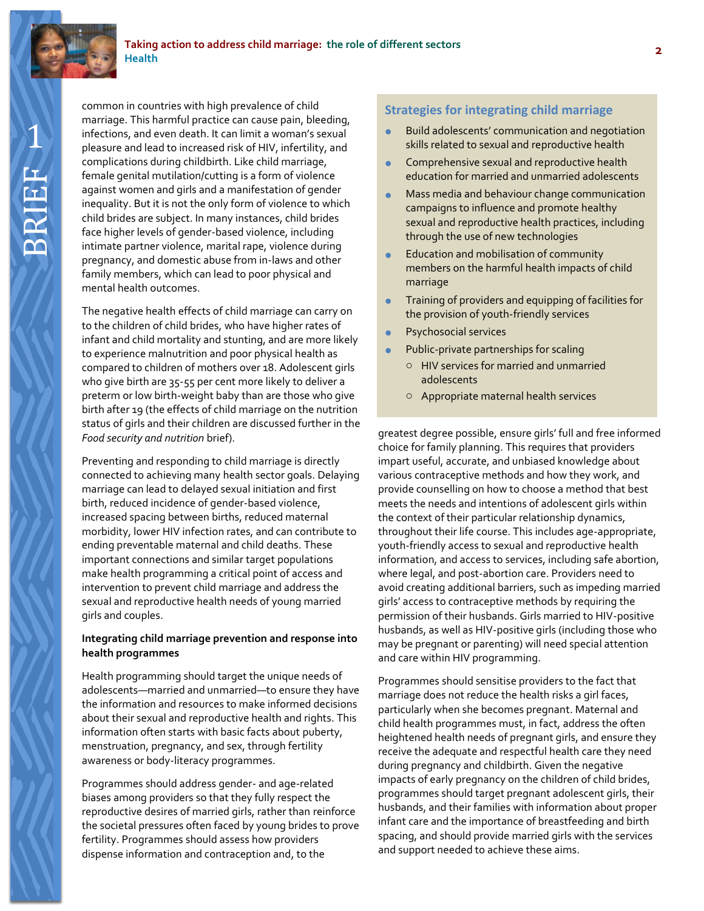common in countries with high prevalence of child marriage. This harmful practice can cause pain, bleeding, infections, and even death. It can limit a woman's sexual pleasure and lead to increased risk of HIV, infertility, and complications during childbirth. Like child marriage, female genital mutilation/cutting is a form of violence against women and girls and a manifestation of gender inequality. But it is not the only form of violence to which child brides are subject. In many instances, child brides face higher levels of gender-based violence, including intimate partner violence, marital rape, violence during pregnancy, and domestic abuse from in-laws and other family members, which can lead to poor physical and mental health outcomes.

The negative health effects of child marriage can carry on to the children of child brides, who have higher rates of infant and child mortality and stunting, and are more likely to experience malnutrition and poor physical health as compared to children of mothers over 18. Adolescent girls who give birth are 35-55 per cent more likely to deliver a preterm or low birth-weight baby than are those who give birth after 19 (the effects of child marriage on the nutrition status of girls and their children are discussed further in the *Food security and nutrition* brief).

Preventing and responding to child marriage is directly connected to achieving many health sector goals. Delaying marriage can lead to delayed sexual initiation and first birth, reduced incidence of gender-based violence, increased spacing between births, reduced maternal morbidity, lower HIV infection rates, and can contribute to ending preventable maternal and child deaths. These important connections and similar target populations make health programming a critical point of access and intervention to prevent child marriage and address the sexual and reproductive health needs of young married girls and couples.

**Integrating child marriage prevention and response into health programmes**

Health programming should target the unique needs of adolescents—married and unmarried—to ensure they have the information and resources to make informed decisions about their sexual and reproductive health and rights. This information often starts with basic facts about puberty, menstruation, pregnancy, and sex, through fertility awareness or body-literacy programmes.

Programmes should address gender- and age-related biases among providers so that they fully respect the reproductive desires of married girls, rather than reinforce the societal pressures often faced by young brides to prove fertility. Programmes should assess how providers dispense information and contraception and, to the greatest degree possible, ensure girls' full and free informed choice for family planning. This requires that providers impart useful, accurate, and unbiased knowledge about various contraceptive methods and how they work, and provide counselling on how to choose a method that best meets the needs and intentions of adolescent girls within the context of their particular relationship dynamics, throughout their life course. This includes age-appropriate, youth-friendly access to sexual and reproductive health information, and access to services, including safe abortion, where legal, and post-abortion care. Providers need to avoid creating additional barriers, such as impeding married girls' access to contraceptive methods by requiring the permission of their husbands. Girls married to HIV-positive husbands, as well as HIV-positive girls (including those who may be pregnant or parenting) will need special attention and care within HIV programming.

Programmes should sensitise providers to the fact that marriage does not reduce the health risks a girl faces, particularly when she becomes pregnant. Maternal and child health programmes must, in fact, address the often heightened health needs of pregnant girls, and ensure they receive the adequate and respectful health care they need during pregnancy and childbirth. Given the negative impacts of early pregnancy on the children of child brides, programmes should target pregnant adolescent girls, their husbands, and their families with information about proper infant care and the importance of breastfeeding and birth spacing, and should provide married girls with the services and support needed to achieve these aims.

### Strategies for integrating child marriage

- Build adolescents' communication and negotiation skills related to sexual and reproductive health
- Comprehensive sexual and reproductive health education for married and unmarried adolescents
- Mass media and behaviour change communication campaigns to influence and promote healthy sexual and reproductive health practices, including through the use of new technologies
- Education and mobilisation of community members on the harmful health impacts of child marriage
- Training of providers and equipping of facilities for the provision of youth-friendly services
- Psychosocial services
- Public-private partnerships for scaling
  - HIV services for married and unmarried adolescents
  - Appropriate maternal health services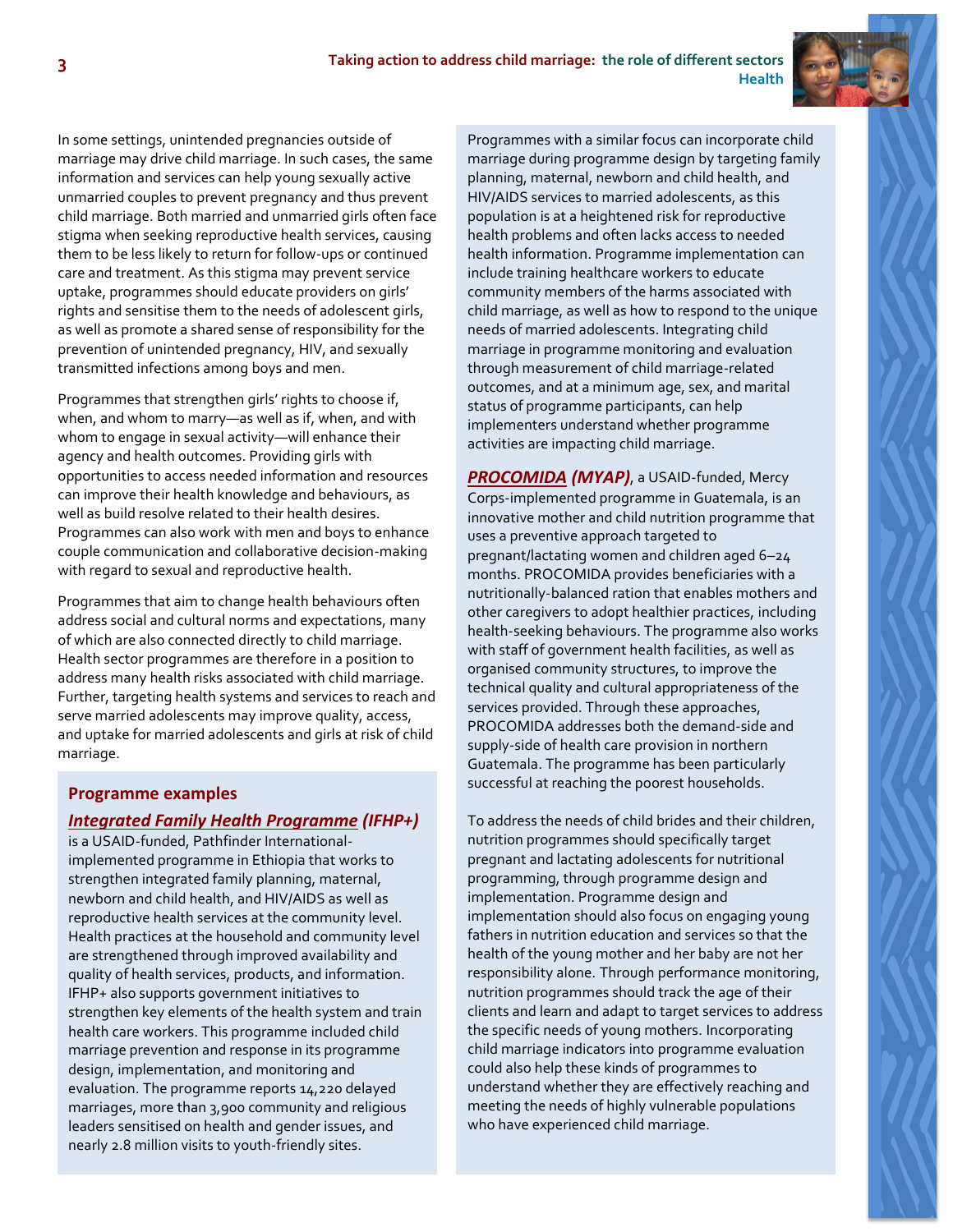In some settings, unintended pregnancies outside of marriage may drive child marriage. In such cases, the same information and services can help young sexually active unmarried couples to prevent pregnancy and thus prevent child marriage. Both married and unmarried girls often face stigma when seeking reproductive health services, causing them to be less likely to return for follow-ups or continued care and treatment. As this stigma may prevent service uptake, programmes should educate providers on girls' rights and sensitise them to the needs of adolescent girls, as well as promote a shared sense of responsibility for the prevention of unintended pregnancy, HIV, and sexually transmitted infections among boys and men.

Programmes that strengthen girls' rights to choose if, when, and whom to marry—as well as if, when, and with whom to engage in sexual activity—will enhance their agency and health outcomes. Providing girls with opportunities to access needed information and resources can improve their health knowledge and behaviours, as well as build resolve related to their health desires. Programmes can also work with men and boys to enhance couple communication and collaborative decision-making with regard to sexual and reproductive health.

Programmes that aim to change health behaviours often address social and cultural norms and expectations, many of which are also connected directly to child marriage. Health sector programmes are therefore in a position to address many health risks associated with child marriage. Further, targeting health systems and services to reach and serve married adolescents may improve quality, access, and uptake for married adolescents and girls at risk of child marriage.

### Programme examples

***Integrated Family Health Programme* (IFHP+)** is a USAID-funded, Pathfinder International-implemented programme in Ethiopia that works to strengthen integrated family planning, maternal, newborn and child health, and HIV/AIDS as well as reproductive health services at the community level. Health practices at the household and community level are strengthened through improved availability and quality of health services, products, and information. IFHP+ also supports government initiatives to strengthen key elements of the health system and train health care workers. This programme included child marriage prevention and response in its programme design, implementation, and monitoring and evaluation. The programme reports 14,220 delayed marriages, more than 3,900 community and religious leaders sensitised on health and gender issues, and nearly 2.8 million visits to youth-friendly sites.

Programmes with a similar focus can incorporate child marriage during programme design by targeting family planning, maternal, newborn and child health, and HIV/AIDS services to married adolescents, as this population is at a heightened risk for reproductive health problems and often lacks access to needed health information. Programme implementation can include training healthcare workers to educate community members of the harms associated with child marriage, as well as how to respond to the unique needs of married adolescents. Integrating child marriage in programme monitoring and evaluation through measurement of child marriage-related outcomes, and at a minimum age, sex, and marital status of programme participants, can help implementers understand whether programme activities are impacting child marriage.

***PROCOMIDA* (MYAP)**, a USAID-funded, Mercy Corps-implemented programme in Guatemala, is an innovative mother and child nutrition programme that uses a preventive approach targeted to pregnant/lactating women and children aged 6–24 months. PROCOMIDA provides beneficiaries with a nutritionally-balanced ration that enables mothers and other caregivers to adopt healthier practices, including health-seeking behaviours. The programme also works with staff of government health facilities, as well as organised community structures, to improve the technical quality and cultural appropriateness of the services provided. Through these approaches, PROCOMIDA addresses both the demand-side and supply-side of health care provision in northern Guatemala. The programme has been particularly successful at reaching the poorest households.

To address the needs of child brides and their children, nutrition programmes should specifically target pregnant and lactating adolescents for nutritional programming, through programme design and implementation. Programme design and implementation should also focus on engaging young fathers in nutrition education and services so that the health of the young mother and her baby are not her responsibility alone. Through performance monitoring, nutrition programmes should track the age of their clients and learn and adapt to target services to address the specific needs of young mothers. Incorporating child marriage indicators into programme evaluation could also help these kinds of programmes to understand whether they are effectively reaching and meeting the needs of highly vulnerable populations who have experienced child marriage.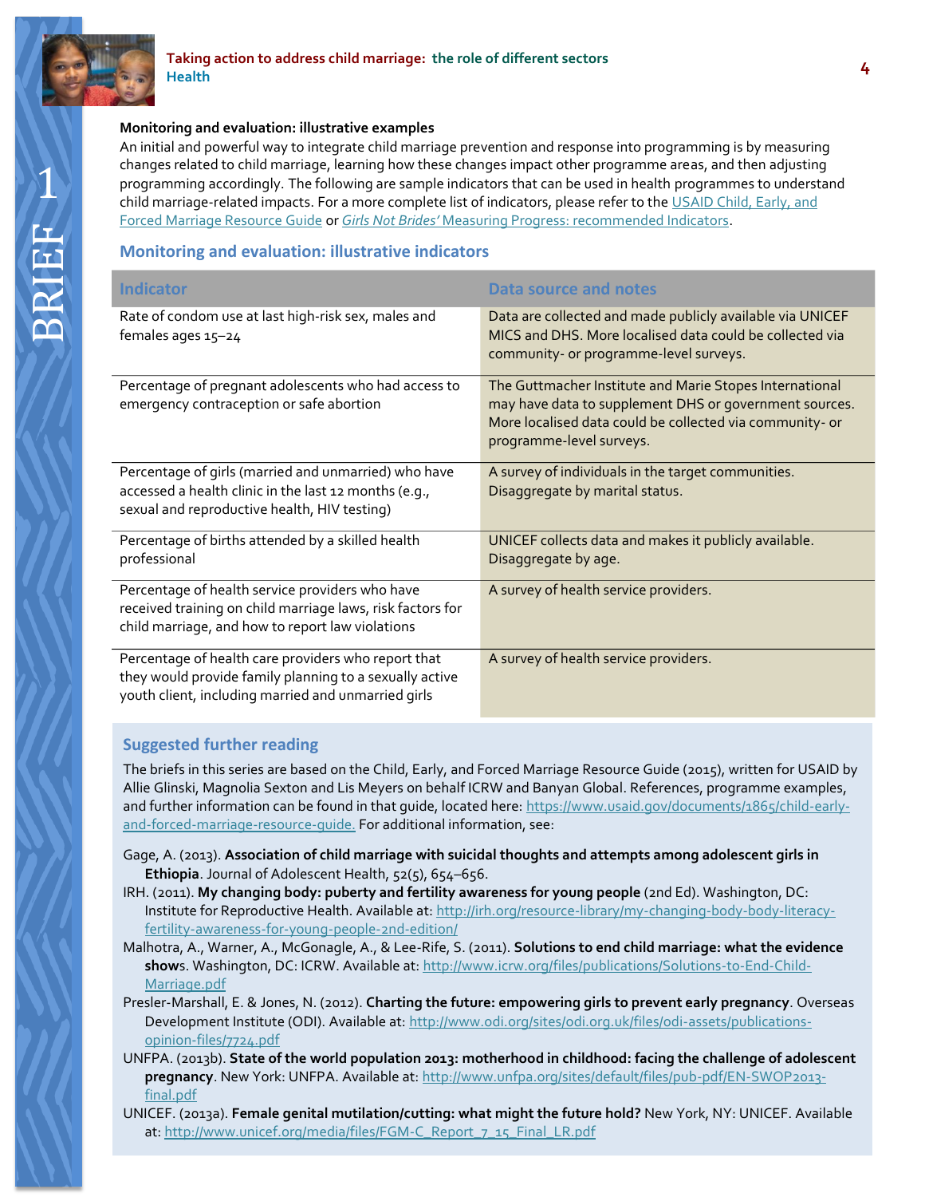### Monitoring and evaluation: illustrative examples

An initial and powerful way to integrate child marriage prevention and response into programming is by measuring changes related to child marriage, learning how these changes impact other programme areas, and then adjusting programming accordingly. The following are sample indicators that can be used in health programmes to understand child marriage-related impacts. For a more complete list of indicators, please refer to the USAID Child, Early, and Forced Marriage Resource Guide or *Girls Not Brides'* Measuring Progress: recommended Indicators.

## Monitoring and evaluation: illustrative indicators

| Indicator | Data source and notes |
|---|---|
| Rate of condom use at last high-risk sex, males and females ages 15–24 | Data are collected and made publicly available via UNICEF MICS and DHS. More localised data could be collected via community- or programme-level surveys. |
| Percentage of pregnant adolescents who had access to emergency contraception or safe abortion | The Guttmacher Institute and Marie Stopes International may have data to supplement DHS or government sources. More localised data could be collected via community- or programme-level surveys. |
| Percentage of girls (married and unmarried) who have accessed a health clinic in the last 12 months (e.g., sexual and reproductive health, HIV testing) | A survey of individuals in the target communities. Disaggregate by marital status. |
| Percentage of births attended by a skilled health professional | UNICEF collects data and makes it publicly available. Disaggregate by age. |
| Percentage of health service providers who have received training on child marriage laws, risk factors for child marriage, and how to report law violations | A survey of health service providers. |
| Percentage of health care providers who report that they would provide family planning to a sexually active youth client, including married and unmarried girls | A survey of health service providers. |

## Suggested further reading

The briefs in this series are based on the Child, Early, and Forced Marriage Resource Guide (2015), written for USAID by Allie Glinski, Magnolia Sexton and Lis Meyers on behalf ICRW and Banyan Global. References, programme examples, and further information can be found in that guide, located here: https://www.usaid.gov/documents/1865/child-early-and-forced-marriage-resource-guide. For additional information, see:

Gage, A. (2013). **Association of child marriage with suicidal thoughts and attempts among adolescent girls in Ethiopia**. Journal of Adolescent Health, 52(5), 654–656.

IRH. (2011). **My changing body: puberty and fertility awareness for young people** (2nd Ed). Washington, DC: Institute for Reproductive Health. Available at: http://irh.org/resource-library/my-changing-body-body-literacy-fertility-awareness-for-young-people-2nd-edition/

Malhotra, A., Warner, A., McGonagle, A., & Lee-Rife, S. (2011). **Solutions to end child marriage: what the evidence shows**. Washington, DC: ICRW. Available at: http://www.icrw.org/files/publications/Solutions-to-End-Child-Marriage.pdf

Presler-Marshall, E. & Jones, N. (2012). **Charting the future: empowering girls to prevent early pregnancy**. Overseas Development Institute (ODI). Available at: http://www.odi.org/sites/odi.org.uk/files/odi-assets/publications-opinion-files/7724.pdf

UNFPA. (2013b). **State of the world population 2013: motherhood in childhood: facing the challenge of adolescent pregnancy**. New York: UNFPA. Available at: http://www.unfpa.org/sites/default/files/pub-pdf/EN-SWOP2013-final.pdf

UNICEF. (2013a). **Female genital mutilation/cutting: what might the future hold?** New York, NY: UNICEF. Available at: http://www.unicef.org/media/files/FGM-C_Report_7_15_Final_LR.pdf